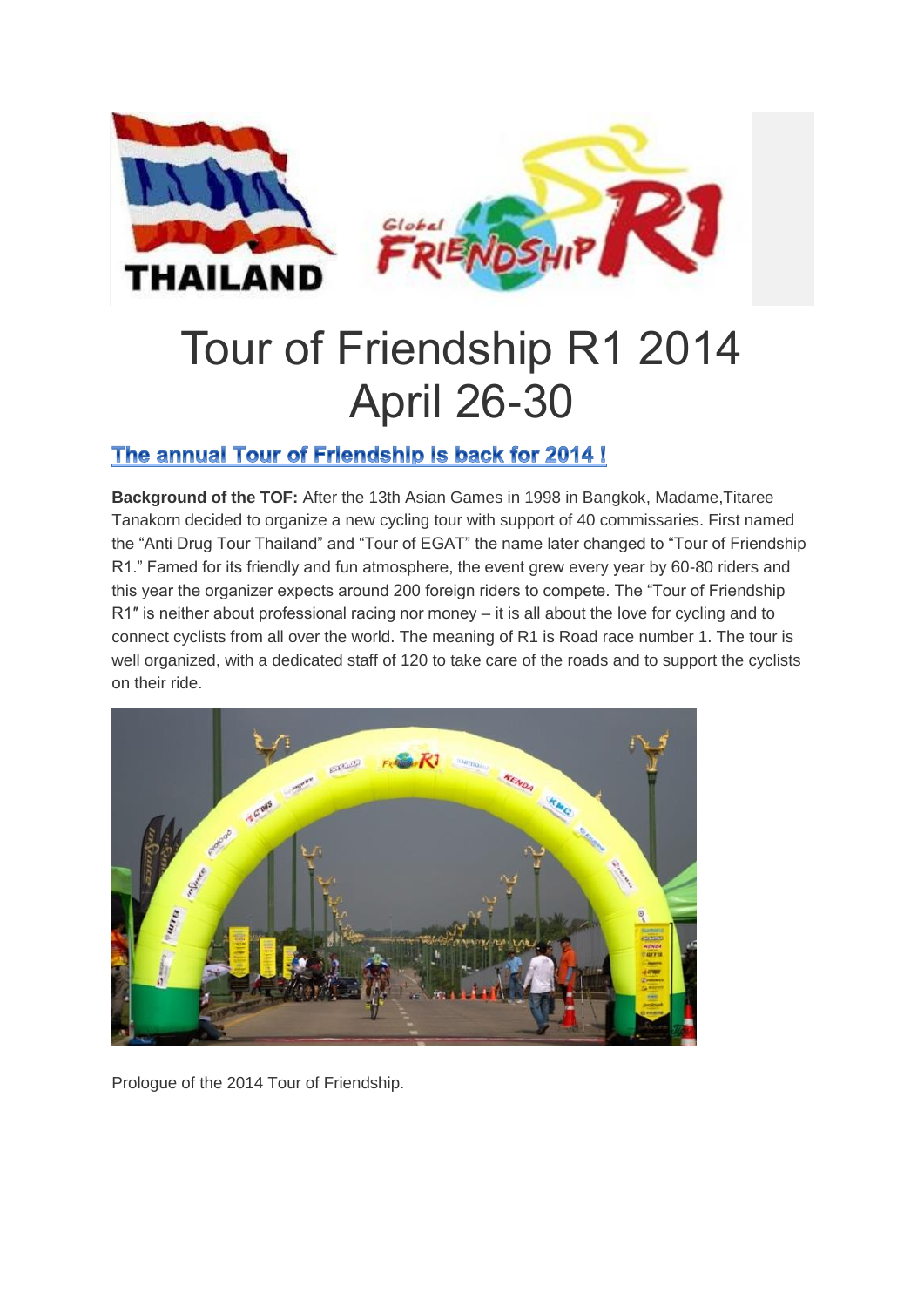# Tour of Friendship R1 2014 April 26-30

## The annual Tour of Friendship is back for 2014 !

**Background of the TOF:** After the 13th Asian Games in 1998 in Bangkok, Madame,Titaree Tanakorn decided to organize a new cycling tour with support of 40 commissaries. First named the "Anti Drug Tour Thailand" and "Tour of EGAT" the name later changed to "Tour of Friendship R1." Famed for its friendly and fun atmosphere, the event grew every year by 60-80 riders and this year the organizer expects around 200 foreign riders to compete. The "Tour of Friendship R1″ is neither about professional racing nor money – it is all about the love for cycling and to connect cyclists from all over the world. The meaning of R1 is Road race number 1. The tour is well organized, with a dedicated staff of 120 to take care of the roads and to support the cyclists on their ride.

Prologue of the 2014 Tour of Friendship.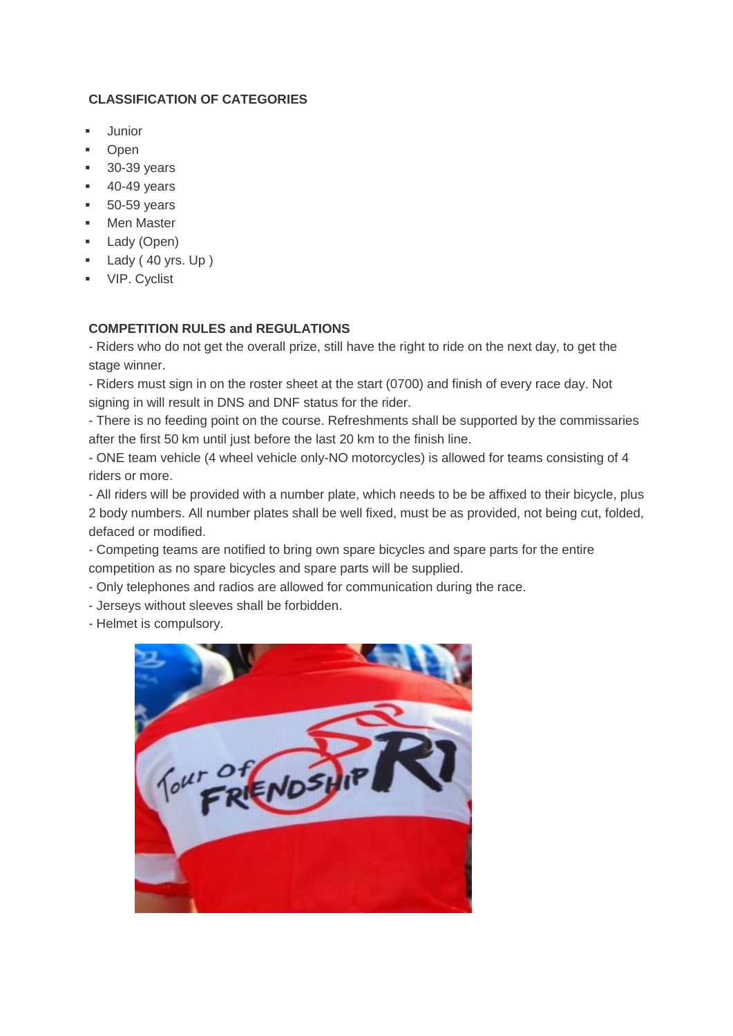**CLASSIFICATION OF CATEGORIES**

- Junior
- Open
- 30-39 years
- 40-49 years
- 50-59 years
- Men Master
- Lady (Open)
- Lady ( 40 yrs. Up )
- VIP. Cyclist

**COMPETITION RULES and REGULATIONS**

- Riders who do not get the overall prize, still have the right to ride on the next day, to get the stage winner.
- Riders must sign in on the roster sheet at the start (0700) and finish of every race day. Not signing in will result in DNS and DNF status for the rider.
- There is no feeding point on the course. Refreshments shall be supported by the commissaries after the first 50 km until just before the last 20 km to the finish line.
- ONE team vehicle (4 wheel vehicle only-NO motorcycles) is allowed for teams consisting of 4 riders or more.
- All riders will be provided with a number plate, which needs to be be affixed to their bicycle, plus 2 body numbers. All number plates shall be well fixed, must be as provided, not being cut, folded, defaced or modified.
- Competing teams are notified to bring own spare bicycles and spare parts for the entire competition as no spare bicycles and spare parts will be supplied.
- Only telephones and radios are allowed for communication during the race.
- Jerseys without sleeves shall be forbidden.
- Helmet is compulsory.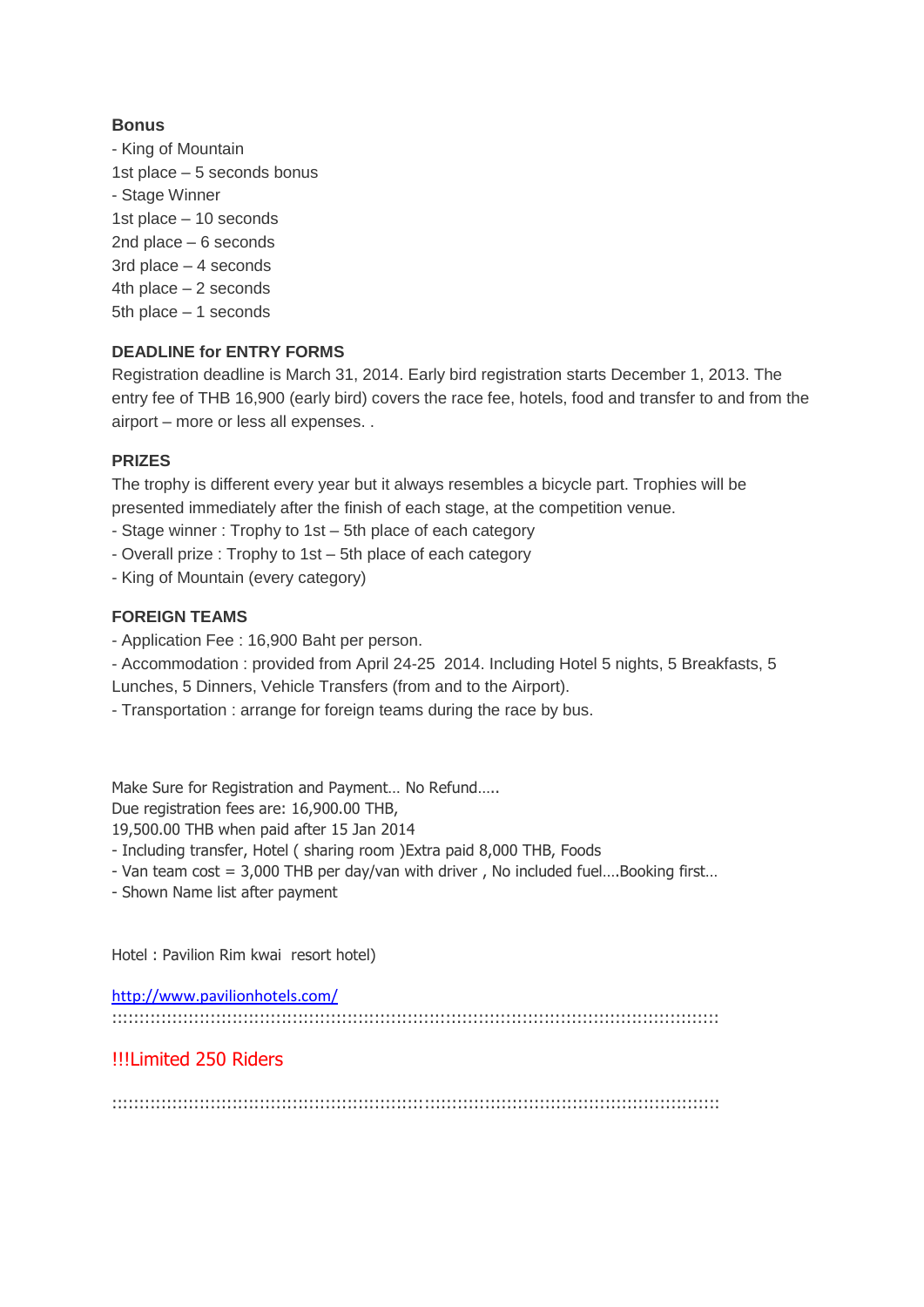**Bonus**

- King of Mountain

1st place – 5 seconds bonus

- Stage Winner

1st place – 10 seconds

2nd place – 6 seconds

3rd place – 4 seconds

4th place – 2 seconds

5th place – 1 seconds

**DEADLINE for ENTRY FORMS**

Registration deadline is March 31, 2014. Early bird registration starts December 1, 2013. The entry fee of THB 16,900 (early bird) covers the race fee, hotels, food and transfer to and from the airport – more or less all expenses. .

**PRIZES**

The trophy is different every year but it always resembles a bicycle part. Trophies will be presented immediately after the finish of each stage, at the competition venue.

- Stage winner : Trophy to 1st – 5th place of each category
- Overall prize : Trophy to 1st – 5th place of each category
- King of Mountain (every category)

**FOREIGN TEAMS**

- Application Fee : 16,900 Baht per person.
- Accommodation : provided from April 24-25 2014. Including Hotel 5 nights, 5 Breakfasts, 5 Lunches, 5 Dinners, Vehicle Transfers (from and to the Airport).
- Transportation : arrange for foreign teams during the race by bus.

Make Sure for Registration and Payment… No Refund…..

Due registration fees are: 16,900.00 THB,

19,500.00 THB when paid after 15 Jan 2014

- Including transfer, Hotel ( sharing room )Extra paid 8,000 THB, Foods
- Van team cost = 3,000 THB per day/van with driver , No included fuel….Booking first…
- Shown Name list after payment

Hotel : Pavilion Rim kwai resort hotel)

http://www.pavilionhotels.com/

::::::::::::::::::::::::::::::::::::::::::::::::::::::::::::::::::::::::::::::::::::::::::::::::::::::::::::::::

!!!Limited 250 Riders

::::::::::::::::::::::::::::::::::::::::::::::::::::::::::::::::::::::::::::::::::::::::::::::::::::::::::::::::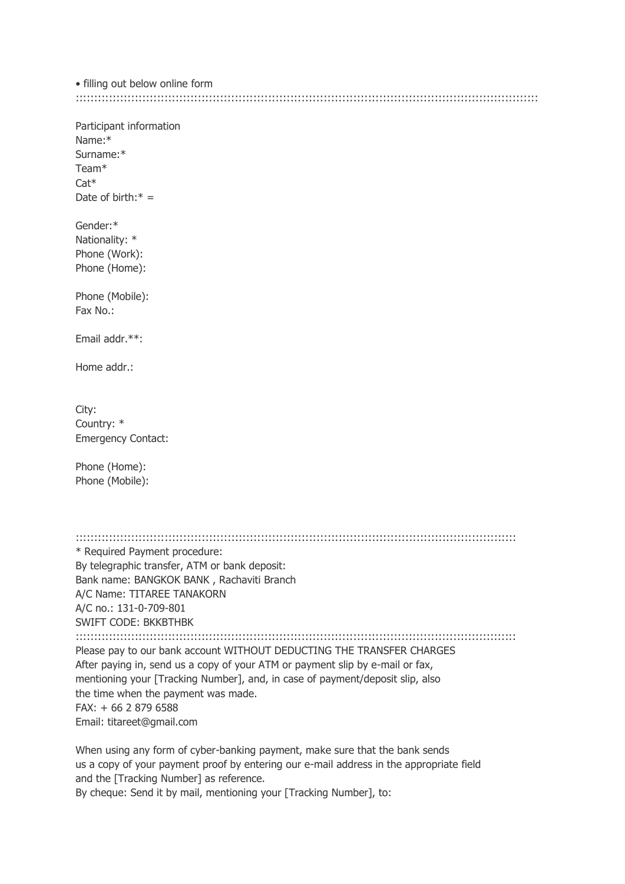• filling out below online form

::::::::::::::::::::::::::::::::::::::::::::::::::::::::::::::::::::::::::::::::::::::::::::::::::::::::::::::::::::::::::::::::::

Participant information
Name:*
Surname:*
Team*
Cat*
Date of birth:* =

Gender:*
Nationality: *
Phone (Work):
Phone (Home):

Phone (Mobile):
Fax No.:

Email addr.**:

Home addr.:

City:
Country: *
Emergency Contact:

Phone (Home):
Phone (Mobile):

::::::::::::::::::::::::::::::::::::::::::::::::::::::::::::::::::::::::::::::::::::::::::::::::::::::::::::::::::::::::::::::

* Required Payment procedure:
By telegraphic transfer, ATM or bank deposit:
Bank name: BANGKOK BANK , Rachaviti Branch
A/C Name: TITAREE TANAKORN
A/C no.: 131-0-709-801
SWIFT CODE: BKKBTHBK

::::::::::::::::::::::::::::::::::::::::::::::::::::::::::::::::::::::::::::::::::::::::::::::::::::::::::::::::::::::::::::::

Please pay to our bank account WITHOUT DEDUCTING THE TRANSFER CHARGES
After paying in, send us a copy of your ATM or payment slip by e-mail or fax,
mentioning your [Tracking Number], and, in case of payment/deposit slip, also
the time when the payment was made.
FAX: + 66 2 879 6588
Email: titareet@gmail.com

When using any form of cyber-banking payment, make sure that the bank sends
us a copy of your payment proof by entering our e-mail address in the appropriate field
and the [Tracking Number] as reference.
By cheque: Send it by mail, mentioning your [Tracking Number], to: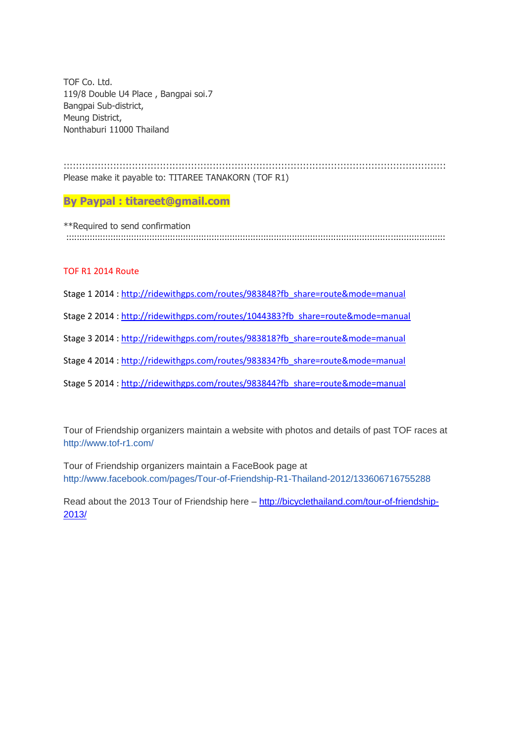TOF Co. Ltd.  
119/8 Double U4 Place , Bangpai soi.7  
Bangpai Sub-district,  
Meung District,  
Nonthaburi 11000 Thailand

::::::::::::::::::::::::::::::::::::::::::::::::::::::::::::::::::::::::::::::::::::::::::::::::::::::::::::::::::::::::::::::::::::::::::::::

Please make it payable to: TITAREE TANAKORN (TOF R1)

**By Paypal : titareet@gmail.com**

**Required to send confirmation

::::::::::::::::::::::::::::::::::::::::::::::::::::::::::::::::::::::::::::::::::::::::::::::::::::::::::::::::::::::::::::::::::::::::::::::

TOF R1 2014 Route

Stage 1 2014 : http://ridewithgps.com/routes/983848?fb_share=route&mode=manual

Stage 2 2014 : http://ridewithgps.com/routes/1044383?fb_share=route&mode=manual

Stage 3 2014 : http://ridewithgps.com/routes/983818?fb_share=route&mode=manual

Stage 4 2014 : http://ridewithgps.com/routes/983834?fb_share=route&mode=manual

Stage 5 2014 : http://ridewithgps.com/routes/983844?fb_share=route&mode=manual

Tour of Friendship organizers maintain a website with photos and details of past TOF races at http://www.tof-r1.com/

Tour of Friendship organizers maintain a FaceBook page at http://www.facebook.com/pages/Tour-of-Friendship-R1-Thailand-2012/133606716755288

Read about the 2013 Tour of Friendship here – http://bicyclethailand.com/tour-of-friendship-2013/